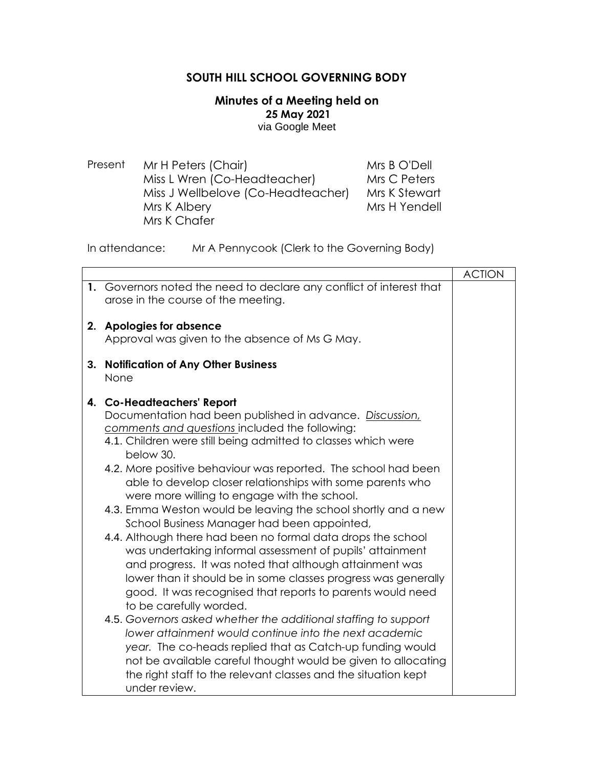# SOUTH HILL SCHOOL GOVERNING BODY

## Minutes of a Meeting held on
**25 May 2021**
via Google Meet

| Present | | |
|---|---|---|
| | Mr H Peters (Chair) | Mrs B O'Dell |
| | Miss L Wren (Co-Headteacher) | Mrs C Peters |
| | Miss J Wellbelove (Co-Headteacher) | Mrs K Stewart |
| | Mrs K Albery | Mrs H Yendell |
| | Mrs K Chafer | |

In attendance: Mr A Pennycook (Clerk to the Governing Body)

| | ACTION |
|---|---|
| **1.** Governors noted the need to declare any conflict of interest that arose in the course of the meeting.<br><br>**2. Apologies for absence**<br>Approval was given to the absence of Ms G May.<br><br>**3. Notification of Any Other Business**<br>None<br><br>**4. Co-Headteachers' Report**<br>Documentation had been published in advance. *Discussion, comments and questions* included the following:<br>4.1. Children were still being admitted to classes which were below 30.<br>4.2. More positive behaviour was reported. The school had been able to develop closer relationships with some parents who were more willing to engage with the school.<br>4.3. Emma Weston would be leaving the school shortly and a new School Business Manager had been appointed,<br>4.4. Although there had been no formal data drops the school was undertaking informal assessment of pupils' attainment and progress. It was noted that although attainment was lower than it should be in some classes progress was generally good. It was recognised that reports to parents would need to be carefully worded.<br>4.5. *Governors asked whether the additional staffing to support lower attainment would continue into the next academic year.* The co-heads replied that as Catch-up funding would not be available careful thought would be given to allocating the right staff to the relevant classes and the situation kept under review. | |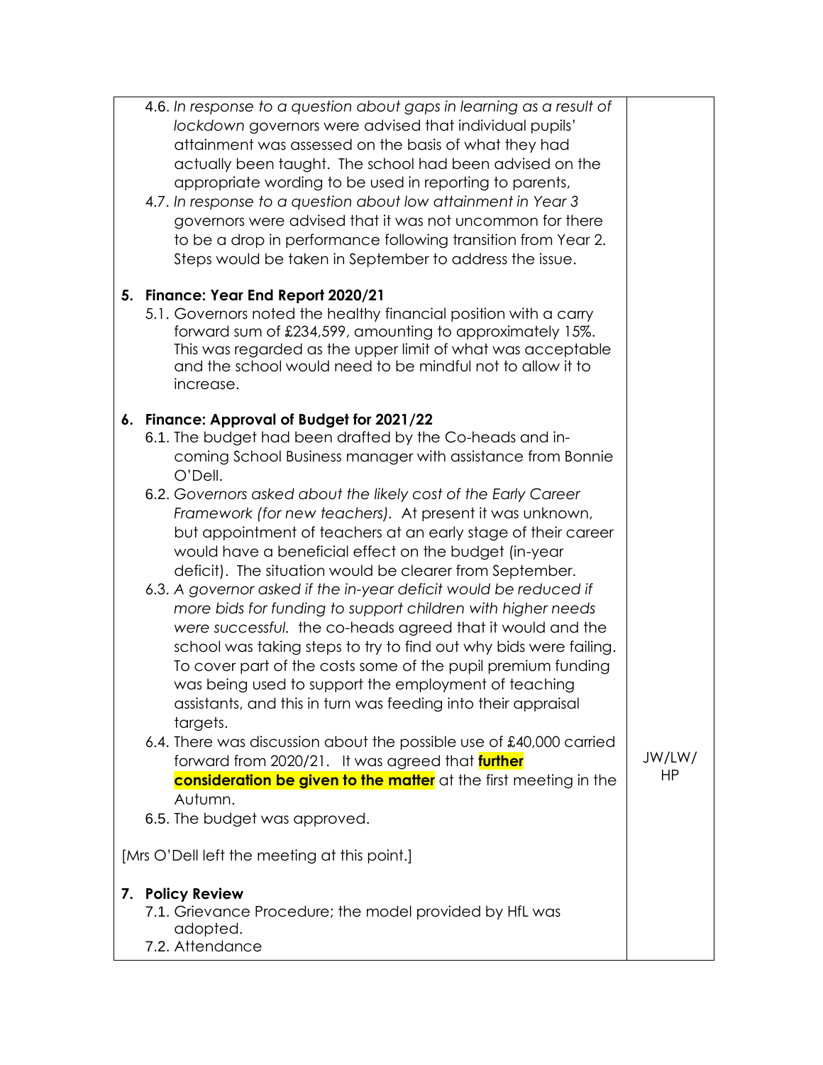| | |
|---|---|
| 4.6. *In response to a question about gaps in learning as a result of lockdown* governors were advised that individual pupils' attainment was assessed on the basis of what they had actually been taught. The school had been advised on the appropriate wording to be used in reporting to parents,<br>4.7. *In response to a question about low attainment in Year 3* governors were advised that it was not uncommon for there to be a drop in performance following transition from Year 2. Steps would be taken in September to address the issue. | |
| **5. Finance: Year End Report 2020/21**<br>5.1. Governors noted the healthy financial position with a carry forward sum of £234,599, amounting to approximately 15%. This was regarded as the upper limit of what was acceptable and the school would need to be mindful not to allow it to increase. | |
| **6. Finance: Approval of Budget for 2021/22**<br>6.1. The budget had been drafted by the Co-heads and in-coming School Business manager with assistance from Bonnie O'Dell.<br>6.2. *Governors asked about the likely cost of the Early Career Framework (for new teachers).* At present it was unknown, but appointment of teachers at an early stage of their career would have a beneficial effect on the budget (in-year deficit). The situation would be clearer from September.<br>6.3. *A governor asked if the in-year deficit would be reduced if more bids for funding to support children with higher needs were successful.* the co-heads agreed that it would and the school was taking steps to try to find out why bids were failing. To cover part of the costs some of the pupil premium funding was being used to support the employment of teaching assistants, and this in turn was feeding into their appraisal targets.<br>6.4. There was discussion about the possible use of £40,000 carried forward from 2020/21. It was agreed that **further consideration be given to the matter** at the first meeting in the Autumn.<br>6.5. The budget was approved. | JW/LW/HP |
| [Mrs O'Dell left the meeting at this point.] | |
| **7. Policy Review**<br>7.1. Grievance Procedure; the model provided by HfL was adopted.<br>7.2. Attendance | |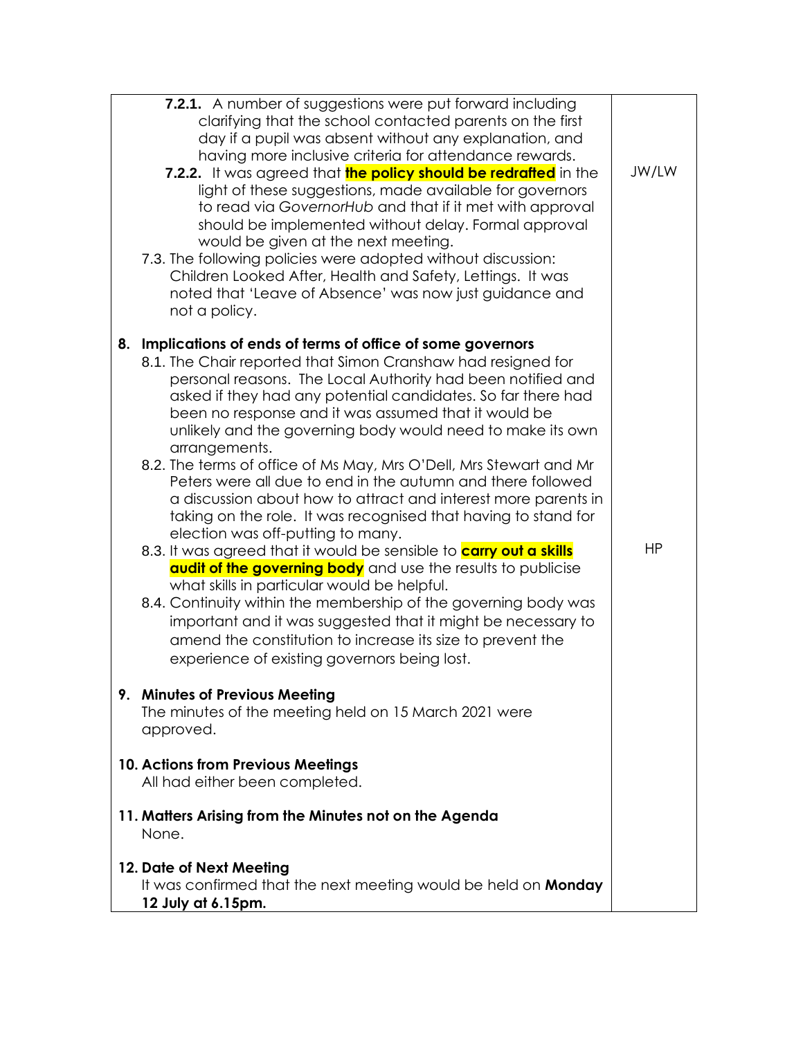| | |
|---|---|
| **7.2.1.** A number of suggestions were put forward including clarifying that the school contacted parents on the first day if a pupil was absent without any explanation, and having more inclusive criteria for attendance rewards. | |
| **7.2.2.** It was agreed that **the policy should be redrafted** in the light of these suggestions, made available for governors to read via *GovernorHub* and that if it met with approval should be implemented without delay. Formal approval would be given at the next meeting. | JW/LW |
| 7.3. The following policies were adopted without discussion: Children Looked After, Health and Safety, Lettings. It was noted that 'Leave of Absence' was now just guidance and not a policy. | |
| **8. Implications of ends of terms of office of some governors** | |
| 8.1. The Chair reported that Simon Cranshaw had resigned for personal reasons. The Local Authority had been notified and asked if they had any potential candidates. So far there had been no response and it was assumed that it would be unlikely and the governing body would need to make its own arrangements. | |
| 8.2. The terms of office of Ms May, Mrs O'Dell, Mrs Stewart and Mr Peters were all due to end in the autumn and there followed a discussion about how to attract and interest more parents in taking on the role. It was recognised that having to stand for election was off-putting to many. | |
| 8.3. It was agreed that it would be sensible to **carry out a skills audit of the governing body** and use the results to publicise what skills in particular would be helpful. | HP |
| 8.4. Continuity within the membership of the governing body was important and it was suggested that it might be necessary to amend the constitution to increase its size to prevent the experience of existing governors being lost. | |
| **9. Minutes of Previous Meeting**<br>The minutes of the meeting held on 15 March 2021 were approved. | |
| **10. Actions from Previous Meetings**<br>All had either been completed. | |
| **11. Matters Arising from the Minutes not on the Agenda**<br>None. | |
| **12. Date of Next Meeting**<br>It was confirmed that the next meeting would be held on **Monday 12 July at 6.15pm.** | |